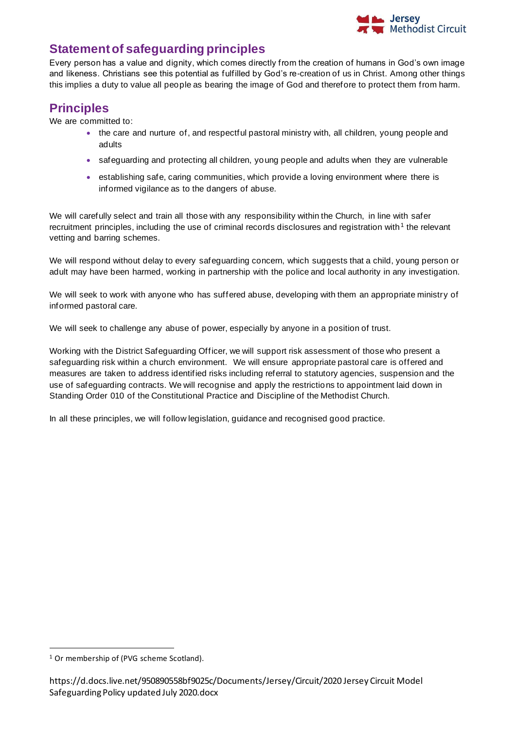## Statement of safeguarding principles

Every person has a value and dignity, which comes directly from the creation of humans in God's own image and likeness. Christians see this potential as fulfilled by God's re-creation of us in Christ. Among other things this implies a duty to value all people as bearing the image of God and therefore to protect them from harm.

## Principles

We are committed to:

- the care and nurture of, and respectful pastoral ministry with, all children, young people and adults
- safeguarding and protecting all children, young people and adults when they are vulnerable
- establishing safe, caring communities, which provide a loving environment where there is informed vigilance as to the dangers of abuse.

We will carefully select and train all those with any responsibility within the Church, in line with safer recruitment principles, including the use of criminal records disclosures and registration with[1] the relevant vetting and barring schemes.

We will respond without delay to every safeguarding concern, which suggests that a child, young person or adult may have been harmed, working in partnership with the police and local authority in any investigation.

We will seek to work with anyone who has suffered abuse, developing with them an appropriate ministry of informed pastoral care.

We will seek to challenge any abuse of power, especially by anyone in a position of trust.

Working with the District Safeguarding Officer, we will support risk assessment of those who present a safeguarding risk within a church environment. We will ensure appropriate pastoral care is offered and measures are taken to address identified risks including referral to statutory agencies, suspension and the use of safeguarding contracts. We will recognise and apply the restrictions to appointment laid down in Standing Order 010 of the Constitutional Practice and Discipline of the Methodist Church.

In all these principles, we will follow legislation, guidance and recognised good practice.

[1] Or membership of (PVG scheme Scotland).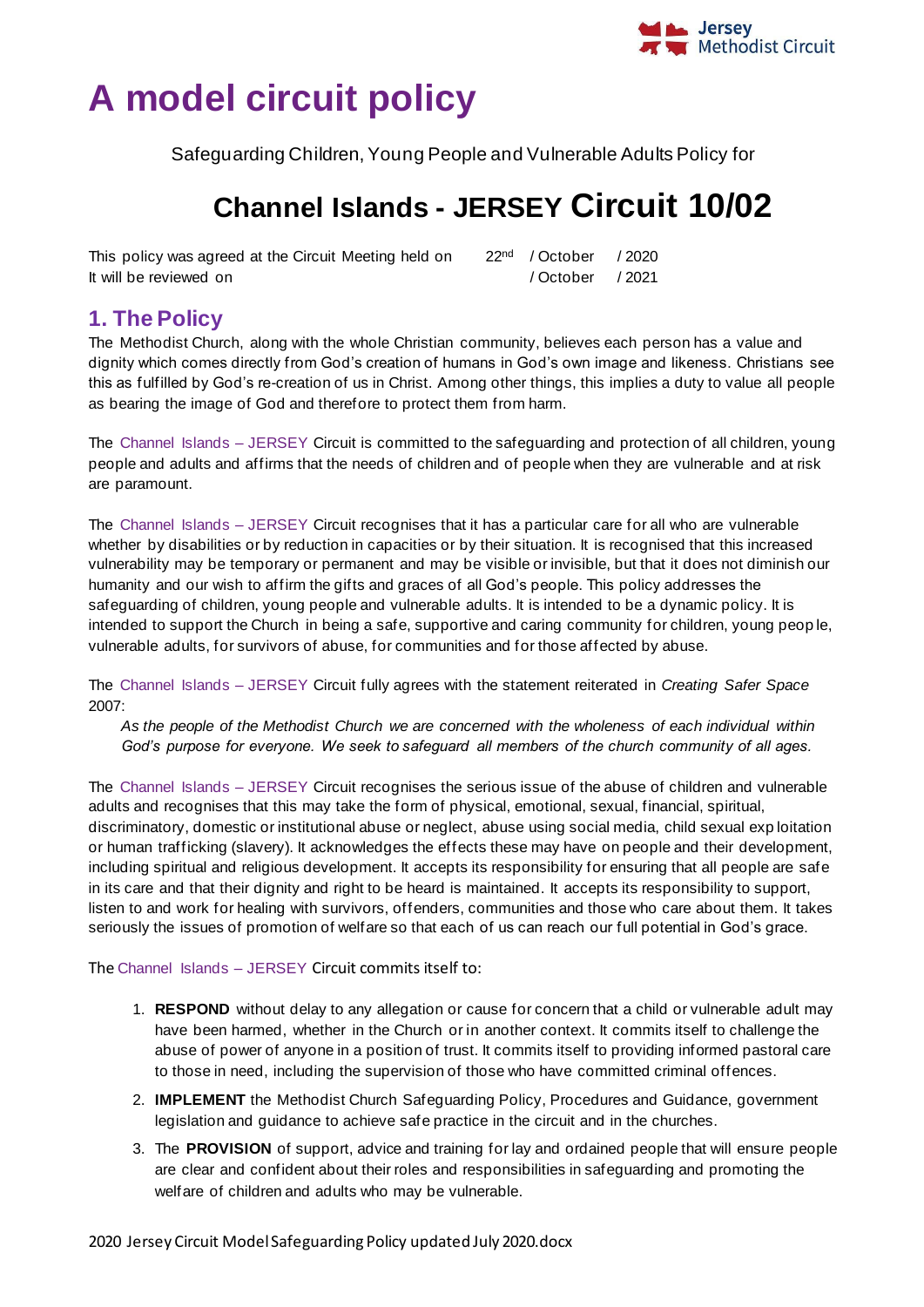# A model circuit policy

Safeguarding Children, Young People and Vulnerable Adults Policy for

## Channel Islands - JERSEY Circuit 10/02

| This policy was agreed at the Circuit Meeting held on | 22nd | / October | / 2020 |
|---|---|---|---|
| It will be reviewed on | | / October | / 2021 |

## 1. The Policy

The Methodist Church, along with the whole Christian community, believes each person has a value and dignity which comes directly from God's creation of humans in God's own image and likeness. Christians see this as fulfilled by God's re-creation of us in Christ. Among other things, this implies a duty to value all people as bearing the image of God and therefore to protect them from harm.

The Channel Islands – JERSEY Circuit is committed to the safeguarding and protection of all children, young people and adults and affirms that the needs of children and of people when they are vulnerable and at risk are paramount.

The Channel Islands – JERSEY Circuit recognises that it has a particular care for all who are vulnerable whether by disabilities or by reduction in capacities or by their situation. It is recognised that this increased vulnerability may be temporary or permanent and may be visible or invisible, but that it does not diminish our humanity and our wish to affirm the gifts and graces of all God's people. This policy addresses the safeguarding of children, young people and vulnerable adults. It is intended to be a dynamic policy. It is intended to support the Church in being a safe, supportive and caring community for children, young people, vulnerable adults, for survivors of abuse, for communities and for those affected by abuse.

The Channel Islands – JERSEY Circuit fully agrees with the statement reiterated in *Creating Safer Space* 2007:

> *As the people of the Methodist Church we are concerned with the wholeness of each individual within God's purpose for everyone. We seek to safeguard all members of the church community of all ages.*

The Channel Islands – JERSEY Circuit recognises the serious issue of the abuse of children and vulnerable adults and recognises that this may take the form of physical, emotional, sexual, financial, spiritual, discriminatory, domestic or institutional abuse or neglect, abuse using social media, child sexual exploitation or human trafficking (slavery). It acknowledges the effects these may have on people and their development, including spiritual and religious development. It accepts its responsibility for ensuring that all people are safe in its care and that their dignity and right to be heard is maintained. It accepts its responsibility to support, listen to and work for healing with survivors, offenders, communities and those who care about them. It takes seriously the issues of promotion of welfare so that each of us can reach our full potential in God's grace.

The Channel Islands – JERSEY Circuit commits itself to:

1. **RESPOND** without delay to any allegation or cause for concern that a child or vulnerable adult may have been harmed, whether in the Church or in another context. It commits itself to challenge the abuse of power of anyone in a position of trust. It commits itself to providing informed pastoral care to those in need, including the supervision of those who have committed criminal offences.
2. **IMPLEMENT** the Methodist Church Safeguarding Policy, Procedures and Guidance, government legislation and guidance to achieve safe practice in the circuit and in the churches.
3. The **PROVISION** of support, advice and training for lay and ordained people that will ensure people are clear and confident about their roles and responsibilities in safeguarding and promoting the welfare of children and adults who may be vulnerable.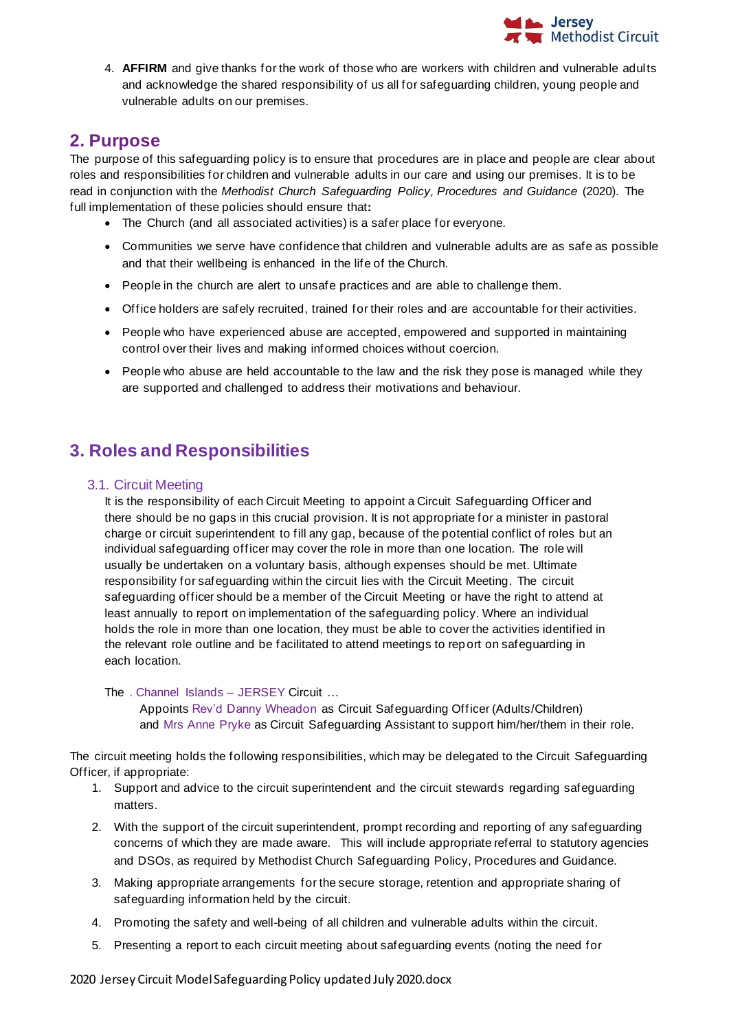4. **AFFIRM** and give thanks for the work of those who are workers with children and vulnerable adults and acknowledge the shared responsibility of us all for safeguarding children, young people and vulnerable adults on our premises.

## 2. Purpose

The purpose of this safeguarding policy is to ensure that procedures are in place and people are clear about roles and responsibilities for children and vulnerable adults in our care and using our premises. It is to be read in conjunction with the *Methodist Church Safeguarding Policy, Procedures and Guidance* (2020). The full implementation of these policies should ensure that**:**

- The Church (and all associated activities) is a safer place for everyone.
- Communities we serve have confidence that children and vulnerable adults are as safe as possible and that their wellbeing is enhanced in the life of the Church.
- People in the church are alert to unsafe practices and are able to challenge them.
- Office holders are safely recruited, trained for their roles and are accountable for their activities.
- People who have experienced abuse are accepted, empowered and supported in maintaining control over their lives and making informed choices without coercion.
- People who abuse are held accountable to the law and the risk they pose is managed while they are supported and challenged to address their motivations and behaviour.

## 3. Roles and Responsibilities

### 3.1. Circuit Meeting

It is the responsibility of each Circuit Meeting to appoint a Circuit Safeguarding Officer and there should be no gaps in this crucial provision. It is not appropriate for a minister in pastoral charge or circuit superintendent to fill any gap, because of the potential conflict of roles but an individual safeguarding officer may cover the role in more than one location. The role will usually be undertaken on a voluntary basis, although expenses should be met. Ultimate responsibility for safeguarding within the circuit lies with the Circuit Meeting. The circuit safeguarding officer should be a member of the Circuit Meeting or have the right to attend at least annually to report on implementation of the safeguarding policy. Where an individual holds the role in more than one location, they must be able to cover the activities identified in the relevant role outline and be facilitated to attend meetings to report on safeguarding in each location.

The . Channel Islands – JERSEY Circuit …

Appoints Rev'd Danny Wheadon as Circuit Safeguarding Officer (Adults/Children) and Mrs Anne Pryke as Circuit Safeguarding Assistant to support him/her/them in their role.

The circuit meeting holds the following responsibilities, which may be delegated to the Circuit Safeguarding Officer, if appropriate:

1. Support and advice to the circuit superintendent and the circuit stewards regarding safeguarding matters.
2. With the support of the circuit superintendent, prompt recording and reporting of any safeguarding concerns of which they are made aware. This will include appropriate referral to statutory agencies and DSOs, as required by Methodist Church Safeguarding Policy, Procedures and Guidance.
3. Making appropriate arrangements for the secure storage, retention and appropriate sharing of safeguarding information held by the circuit.
4. Promoting the safety and well-being of all children and vulnerable adults within the circuit.
5. Presenting a report to each circuit meeting about safeguarding events (noting the need for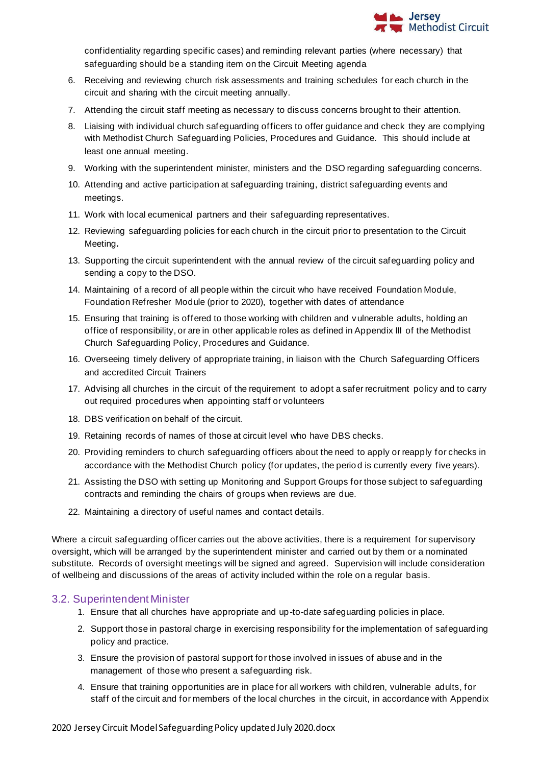confidentiality regarding specific cases) and reminding relevant parties (where necessary) that safeguarding should be a standing item on the Circuit Meeting agenda

6. Receiving and reviewing church risk assessments and training schedules for each church in the circuit and sharing with the circuit meeting annually.
7. Attending the circuit staff meeting as necessary to discuss concerns brought to their attention.
8. Liaising with individual church safeguarding officers to offer guidance and check they are complying with Methodist Church Safeguarding Policies, Procedures and Guidance. This should include at least one annual meeting.
9. Working with the superintendent minister, ministers and the DSO regarding safeguarding concerns.
10. Attending and active participation at safeguarding training, district safeguarding events and meetings.
11. Work with local ecumenical partners and their safeguarding representatives.
12. Reviewing safeguarding policies for each church in the circuit prior to presentation to the Circuit Meeting.
13. Supporting the circuit superintendent with the annual review of the circuit safeguarding policy and sending a copy to the DSO.
14. Maintaining of a record of all people within the circuit who have received Foundation Module, Foundation Refresher Module (prior to 2020), together with dates of attendance
15. Ensuring that training is offered to those working with children and vulnerable adults, holding an office of responsibility, or are in other applicable roles as defined in Appendix III of the Methodist Church Safeguarding Policy, Procedures and Guidance.
16. Overseeing timely delivery of appropriate training, in liaison with the Church Safeguarding Officers and accredited Circuit Trainers
17. Advising all churches in the circuit of the requirement to adopt a safer recruitment policy and to carry out required procedures when appointing staff or volunteers
18. DBS verification on behalf of the circuit.
19. Retaining records of names of those at circuit level who have DBS checks.
20. Providing reminders to church safeguarding officers about the need to apply or reapply for checks in accordance with the Methodist Church policy (for updates, the period is currently every five years).
21. Assisting the DSO with setting up Monitoring and Support Groups for those subject to safeguarding contracts and reminding the chairs of groups when reviews are due.
22. Maintaining a directory of useful names and contact details.

Where a circuit safeguarding officer carries out the above activities, there is a requirement for supervisory oversight, which will be arranged by the superintendent minister and carried out by them or a nominated substitute. Records of oversight meetings will be signed and agreed. Supervision will include consideration of wellbeing and discussions of the areas of activity included within the role on a regular basis.

## 3.2. Superintendent Minister

1. Ensure that all churches have appropriate and up-to-date safeguarding policies in place.
2. Support those in pastoral charge in exercising responsibility for the implementation of safeguarding policy and practice.
3. Ensure the provision of pastoral support for those involved in issues of abuse and in the management of those who present a safeguarding risk.
4. Ensure that training opportunities are in place for all workers with children, vulnerable adults, for staff of the circuit and for members of the local churches in the circuit, in accordance with Appendix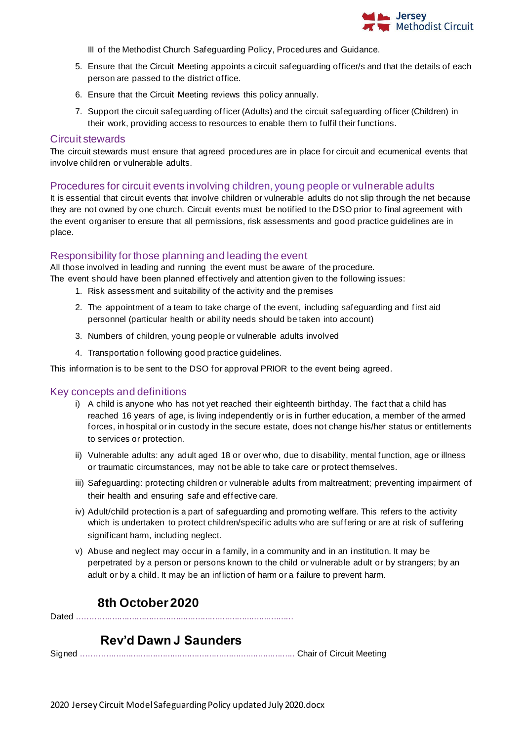III of the Methodist Church Safeguarding Policy, Procedures and Guidance.

5. Ensure that the Circuit Meeting appoints a circuit safeguarding officer/s and that the details of each person are passed to the district office.
6. Ensure that the Circuit Meeting reviews this policy annually.
7. Support the circuit safeguarding officer (Adults) and the circuit safeguarding officer (Children) in their work, providing access to resources to enable them to fulfil their functions.

## Circuit stewards

The circuit stewards must ensure that agreed procedures are in place for circuit and ecumenical events that involve children or vulnerable adults.

## Procedures for circuit events involving children, young people or vulnerable adults

It is essential that circuit events that involve children or vulnerable adults do not slip through the net because they are not owned by one church. Circuit events must be notified to the DSO prior to final agreement with the event organiser to ensure that all permissions, risk assessments and good practice guidelines are in place.

## Responsibility for those planning and leading the event

All those involved in leading and running the event must be aware of the procedure.
The event should have been planned effectively and attention given to the following issues:

1. Risk assessment and suitability of the activity and the premises
2. The appointment of a team to take charge of the event, including safeguarding and first aid personnel (particular health or ability needs should be taken into account)
3. Numbers of children, young people or vulnerable adults involved
4. Transportation following good practice guidelines.

This information is to be sent to the DSO for approval PRIOR to the event being agreed.

## Key concepts and definitions

i) A child is anyone who has not yet reached their eighteenth birthday. The fact that a child has reached 16 years of age, is living independently or is in further education, a member of the armed forces, in hospital or in custody in the secure estate, does not change his/her status or entitlements to services or protection.

ii) Vulnerable adults: any adult aged 18 or over who, due to disability, mental function, age or illness or traumatic circumstances, may not be able to take care or protect themselves.

iii) Safeguarding: protecting children or vulnerable adults from maltreatment; preventing impairment of their health and ensuring safe and effective care.

iv) Adult/child protection is a part of safeguarding and promoting welfare. This refers to the activity which is undertaken to protect children/specific adults who are suffering or are at risk of suffering significant harm, including neglect.

v) Abuse and neglect may occur in a family, in a community and in an institution. It may be perpetrated by a person or persons known to the child or vulnerable adult or by strangers; by an adult or by a child. It may be an infliction of harm or a failure to prevent harm.

Dated **8th October 2020**

Signed **Rev'd Dawn J Saunders** Chair of Circuit Meeting